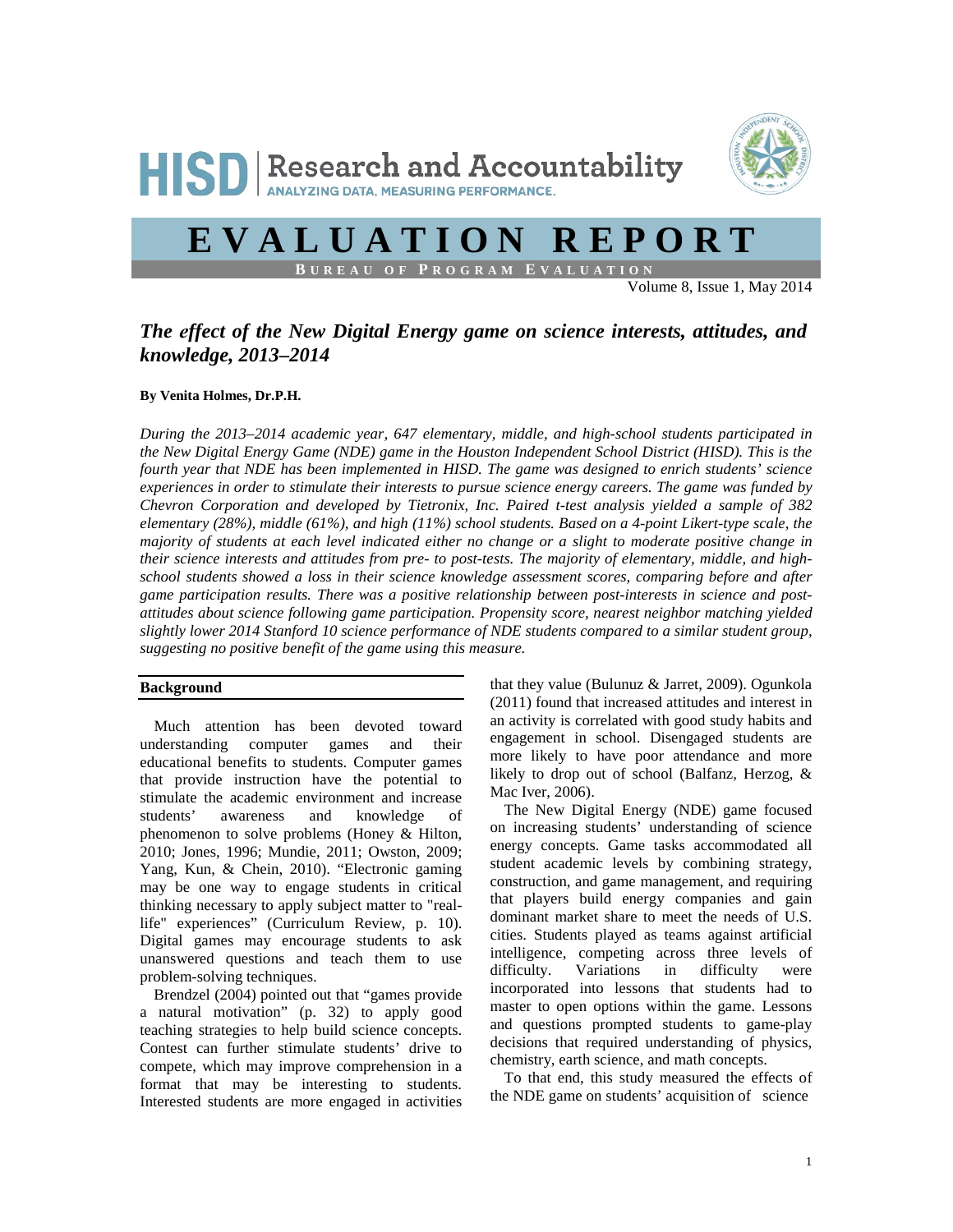# HISD | Research and Accountability

ANALYZING DATA, MEASURING PERFORMANCE.

# EVALUATION REPORT

BUREAU OF PROGRAM EVALUATION

Volume 8, Issue 1, May 2014

## *The effect of the New Digital Energy game on science interests, attitudes, and knowledge, 2013–2014*

**By Venita Holmes, Dr.P.H.**

*During the 2013–2014 academic year, 647 elementary, middle, and high-school students participated in the New Digital Energy Game (NDE) game in the Houston Independent School District (HISD). This is the fourth year that NDE has been implemented in HISD. The game was designed to enrich students' science experiences in order to stimulate their interests to pursue science energy careers. The game was funded by Chevron Corporation and developed by Tietronix, Inc. Paired t-test analysis yielded a sample of 382 elementary (28%), middle (61%), and high (11%) school students. Based on a 4-point Likert-type scale, the majority of students at each level indicated either no change or a slight to moderate positive change in their science interests and attitudes from pre- to post-tests. The majority of elementary, middle, and high-school students showed a loss in their science knowledge assessment scores, comparing before and after game participation results. There was a positive relationship between post-interests in science and post-attitudes about science following game participation. Propensity score, nearest neighbor matching yielded slightly lower 2014 Stanford 10 science performance of NDE students compared to a similar student group, suggesting no positive benefit of the game using this measure.*

### Background

Much attention has been devoted toward understanding computer games and their educational benefits to students. Computer games that provide instruction have the potential to stimulate the academic environment and increase students' awareness and knowledge of phenomenon to solve problems (Honey & Hilton, 2010; Jones, 1996; Mundie, 2011; Owston, 2009; Yang, Kun, & Chein, 2010). "Electronic gaming may be one way to engage students in critical thinking necessary to apply subject matter to "real-life" experiences" (Curriculum Review, p. 10). Digital games may encourage students to ask unanswered questions and teach them to use problem-solving techniques.

Brendzel (2004) pointed out that "games provide a natural motivation" (p. 32) to apply good teaching strategies to help build science concepts. Contest can further stimulate students' drive to compete, which may improve comprehension in a format that may be interesting to students. Interested students are more engaged in activities that they value (Bulunuz & Jarret, 2009). Ogunkola (2011) found that increased attitudes and interest in an activity is correlated with good study habits and engagement in school. Disengaged students are more likely to have poor attendance and more likely to drop out of school (Balfanz, Herzog, & Mac Iver, 2006).

The New Digital Energy (NDE) game focused on increasing students' understanding of science energy concepts. Game tasks accommodated all student academic levels by combining strategy, construction, and game management, and requiring that players build energy companies and gain dominant market share to meet the needs of U.S. cities. Students played as teams against artificial intelligence, competing across three levels of difficulty. Variations in difficulty were incorporated into lessons that students had to master to open options within the game. Lessons and questions prompted students to game-play decisions that required understanding of physics, chemistry, earth science, and math concepts.

To that end, this study measured the effects of the NDE game on students' acquisition of science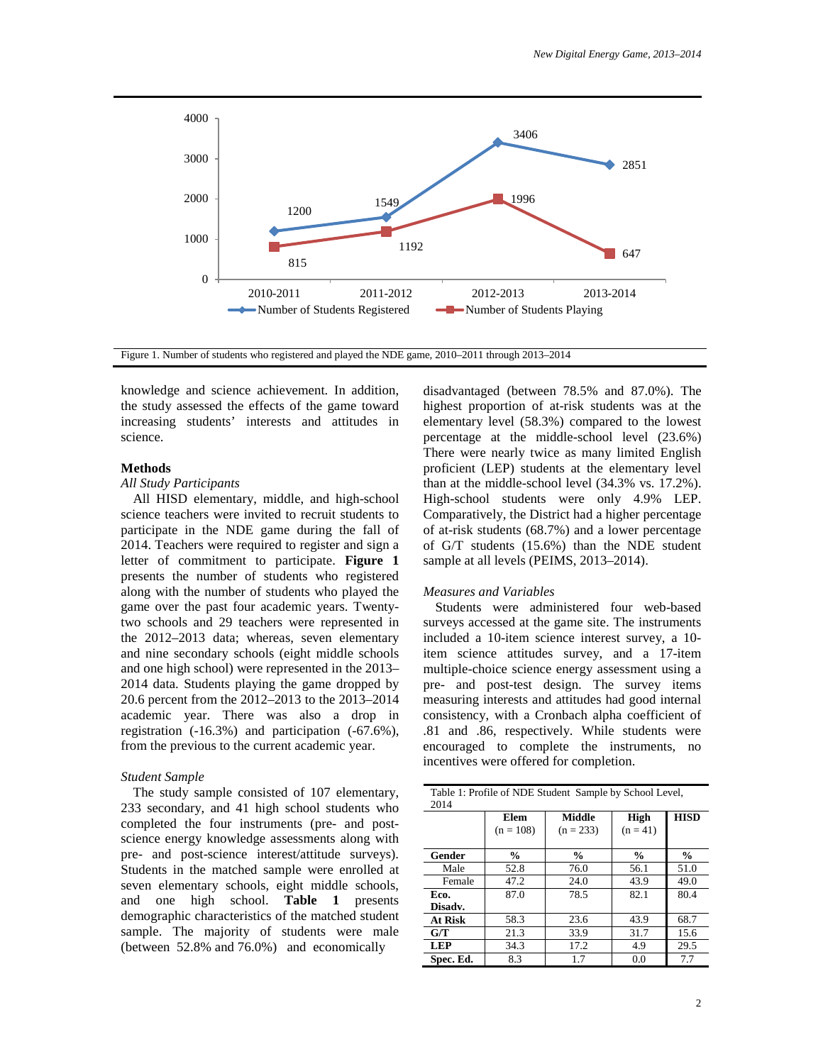Figure 1. Number of students who registered and played the NDE game, 2010–2011 through 2013–2014

knowledge and science achievement. In addition, the study assessed the effects of the game toward increasing students' interests and attitudes in science.

## Methods

### *All Study Participants*

All HISD elementary, middle, and high-school science teachers were invited to recruit students to participate in the NDE game during the fall of 2014. Teachers were required to register and sign a letter of commitment to participate. **Figure 1** presents the number of students who registered along with the number of students who played the game over the past four academic years. Twenty-two schools and 29 teachers were represented in the 2012–2013 data; whereas, seven elementary and nine secondary schools (eight middle schools and one high school) were represented in the 2013–2014 data. Students playing the game dropped by 20.6 percent from the 2012–2013 to the 2013–2014 academic year. There was also a drop in registration (-16.3%) and participation (-67.6%), from the previous to the current academic year.

### *Student Sample*

The study sample consisted of 107 elementary, 233 secondary, and 41 high school students who completed the four instruments (pre- and post-science energy knowledge assessments along with pre- and post-science interest/attitude surveys). Students in the matched sample were enrolled at seven elementary schools, eight middle schools, and one high school. **Table 1** presents demographic characteristics of the matched student sample. The majority of students were male (between 52.8% and 76.0%) and economically disadvantaged (between 78.5% and 87.0%). The highest proportion of at-risk students was at the elementary level (58.3%) compared to the lowest percentage at the middle-school level (23.6%) There were nearly twice as many limited English proficient (LEP) students at the elementary level than at the middle-school level (34.3% vs. 17.2%). High-school students were only 4.9% LEP. Comparatively, the District had a higher percentage of at-risk students (68.7%) and a lower percentage of G/T students (15.6%) than the NDE student sample at all levels (PEIMS, 2013–2014).

### *Measures and Variables*

Students were administered four web-based surveys accessed at the game site. The instruments included a 10-item science interest survey, a 10-item science attitudes survey, and a 17-item multiple-choice science energy assessment using a pre- and post-test design. The survey items measuring interests and attitudes had good internal consistency, with a Cronbach alpha coefficient of .81 and .86, respectively. While students were encouraged to complete the instruments, no incentives were offered for completion.

Table 1: Profile of NDE Student Sample by School Level, 2014

| | **Elem** (n = 108) | **Middle** (n = 233) | **High** (n = 41) | **HISD** |
|---|---|---|---|---|
| **Gender** | **%** | **%** | **%** | **%** |
| Male | 52.8 | 76.0 | 56.1 | 51.0 |
| Female | 47.2 | 24.0 | 43.9 | 49.0 |
| **Eco. Disadv.** | 87.0 | 78.5 | 82.1 | 80.4 |
| **At Risk** | 58.3 | 23.6 | 43.9 | 68.7 |
| **G/T** | 21.3 | 33.9 | 31.7 | 15.6 |
| **LEP** | 34.3 | 17.2 | 4.9 | 29.5 |
| **Spec. Ed.** | 8.3 | 1.7 | 0.0 | 7.7 |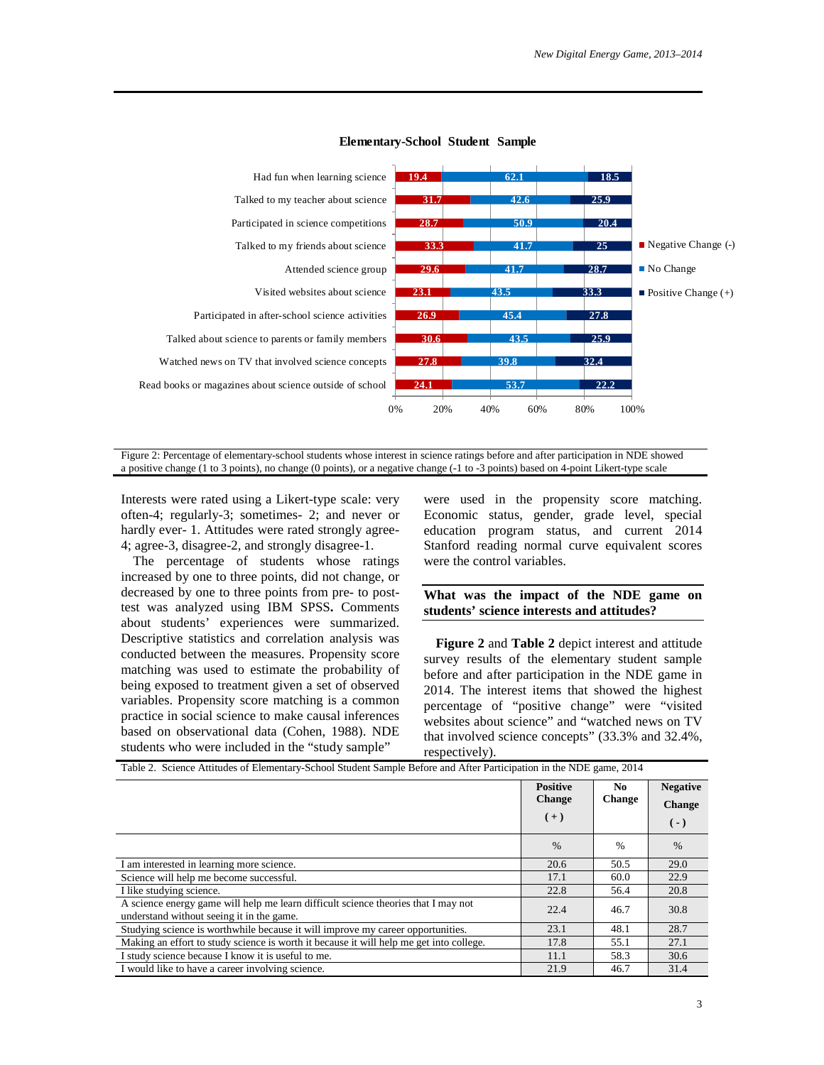**Elementary-School Student Sample**

| | Negative Change (-) | No Change | Positive Change (+) |
|---|---|---|---|
| Had fun when learning science | 19.4 | 62.1 | 18.5 |
| Talked to my teacher about science | 31.7 | 42.6 | 25.9 |
| Participated in science competitions | 28.7 | 50.9 | 20.4 |
| Talked to my friends about science | 33.3 | 41.7 | 25 |
| Attended science group | 29.6 | 41.7 | 28.7 |
| Visited websites about science | 23.1 | 43.5 | 33.3 |
| Participated in after-school science activities | 26.9 | 45.4 | 27.8 |
| Talked about science to parents or family members | 30.6 | 43.5 | 25.9 |
| Watched news on TV that involved science concepts | 27.8 | 39.8 | 32.4 |
| Read books or magazines about science outside of school | 24.1 | 53.7 | 22.2 |

Figure 2: Percentage of elementary-school students whose interest in science ratings before and after participation in NDE showed a positive change (1 to 3 points), no change (0 points), or a negative change (-1 to -3 points) based on 4-point Likert-type scale

Interests were rated using a Likert-type scale: very often-4; regularly-3; sometimes- 2; and never or hardly ever- 1. Attitudes were rated strongly agree-4; agree-3, disagree-2, and strongly disagree-1.

The percentage of students whose ratings increased by one to three points, did not change, or decreased by one to three points from pre- to post-test was analyzed using IBM SPSS**.** Comments about students' experiences were summarized. Descriptive statistics and correlation analysis was conducted between the measures. Propensity score matching was used to estimate the probability of being exposed to treatment given a set of observed variables. Propensity score matching is a common practice in social science to make causal inferences based on observational data (Cohen, 1988). NDE students who were included in the "study sample" were used in the propensity score matching. Economic status, gender, grade level, special education program status, and current 2014 Stanford reading normal curve equivalent scores were the control variables.

## What was the impact of the NDE game on students' science interests and attitudes?

**Figure 2** and **Table 2** depict interest and attitude survey results of the elementary student sample before and after participation in the NDE game in 2014. The interest items that showed the highest percentage of "positive change" were "visited websites about science" and "watched news on TV that involved science concepts" (33.3% and 32.4%, respectively).

Table 2. Science Attitudes of Elementary-School Student Sample Before and After Participation in the NDE game, 2014

| | Positive Change (+) | No Change | Negative Change (-) |
|---|---|---|---|
| | % | % | % |
| I am interested in learning more science. | 20.6 | 50.5 | 29.0 |
| Science will help me become successful. | 17.1 | 60.0 | 22.9 |
| I like studying science. | 22.8 | 56.4 | 20.8 |
| A science energy game will help me learn difficult science theories that I may not understand without seeing it in the game. | 22.4 | 46.7 | 30.8 |
| Studying science is worthwhile because it will improve my career opportunities. | 23.1 | 48.1 | 28.7 |
| Making an effort to study science is worth it because it will help me get into college. | 17.8 | 55.1 | 27.1 |
| I study science because I know it is useful to me. | 11.1 | 58.3 | 30.6 |
| I would like to have a career involving science. | 21.9 | 46.7 | 31.4 |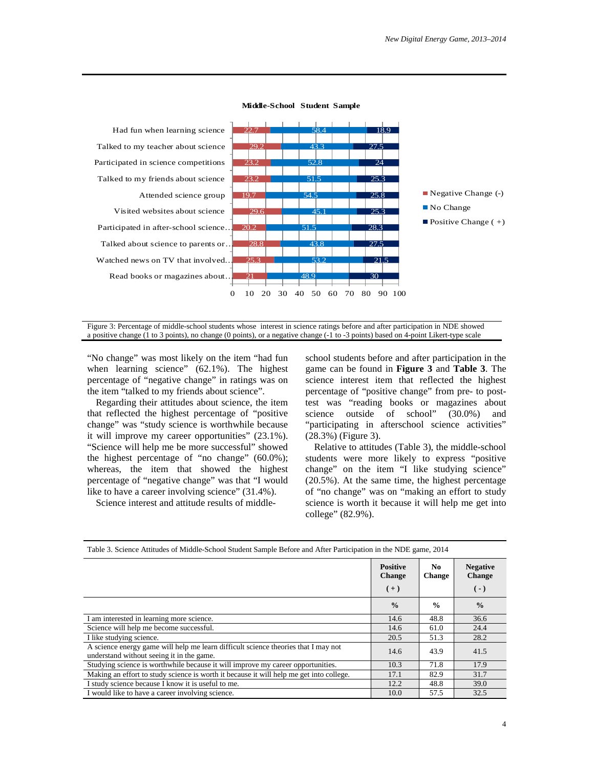**Middle-School Student Sample**

| | Negative Change (-) | No Change | Positive Change (+) |
|---|---|---|---|
| Had fun when learning science | 22.7 | 58.4 | 18.9 |
| Talked to my teacher about science | 29.2 | 43.3 | 27.5 |
| Participated in science competitions | 23.2 | 52.8 | 24 |
| Talked to my friends about science | 23.2 | 51.5 | 25.3 |
| Attended science group | 19.7 | 54.5 | 25.8 |
| Visited websites about science | 29.6 | 45.1 | 25.3 |
| Participated in after-school science… | 20.2 | 51.5 | 28.3 |
| Talked about science to parents or… | 28.8 | 43.8 | 27.5 |
| Watched news on TV that involved… | 25.3 | 53.2 | 21.5 |
| Read books or magazines about… | 21 | 48.9 | 30 |

Figure 3: Percentage of middle-school students whose interest in science ratings before and after participation in NDE showed a positive change (1 to 3 points), no change (0 points), or a negative change (-1 to -3 points) based on 4-point Likert-type scale

"No change" was most likely on the item "had fun when learning science" (62.1%). The highest percentage of "negative change" in ratings was on the item "talked to my friends about science".

Regarding their attitudes about science, the item that reflected the highest percentage of "positive change" was "study science is worthwhile because it will improve my career opportunities" (23.1%). "Science will help me be more successful" showed the highest percentage of "no change" (60.0%); whereas, the item that showed the highest percentage of "negative change" was that "I would like to have a career involving science" (31.4%).

Science interest and attitude results of middle-school students before and after participation in the game can be found in **Figure 3** and **Table 3**. The science interest item that reflected the highest percentage of "positive change" from pre- to post-test was "reading books or magazines about science outside of school" (30.0%) and "participating in afterschool science activities" (28.3%) (Figure 3).

Relative to attitudes (Table 3), the middle-school students were more likely to express "positive change" on the item "I like studying science" (20.5%). At the same time, the highest percentage of "no change" was on "making an effort to study science is worth it because it will help me get into college" (82.9%).

Table 3. Science Attitudes of Middle-School Student Sample Before and After Participation in the NDE game, 2014

| | Positive Change (+) | No Change | Negative Change (-) |
|---|---|---|---|
| | % | % | % |
| I am interested in learning more science. | 14.6 | 48.8 | 36.6 |
| Science will help me become successful. | 14.6 | 61.0 | 24.4 |
| I like studying science. | 20.5 | 51.3 | 28.2 |
| A science energy game will help me learn difficult science theories that I may not understand without seeing it in the game. | 14.6 | 43.9 | 41.5 |
| Studying science is worthwhile because it will improve my career opportunities. | 10.3 | 71.8 | 17.9 |
| Making an effort to study science is worth it because it will help me get into college. | 17.1 | 82.9 | 31.7 |
| I study science because I know it is useful to me. | 12.2 | 48.8 | 39.0 |
| I would like to have a career involving science. | 10.0 | 57.5 | 32.5 |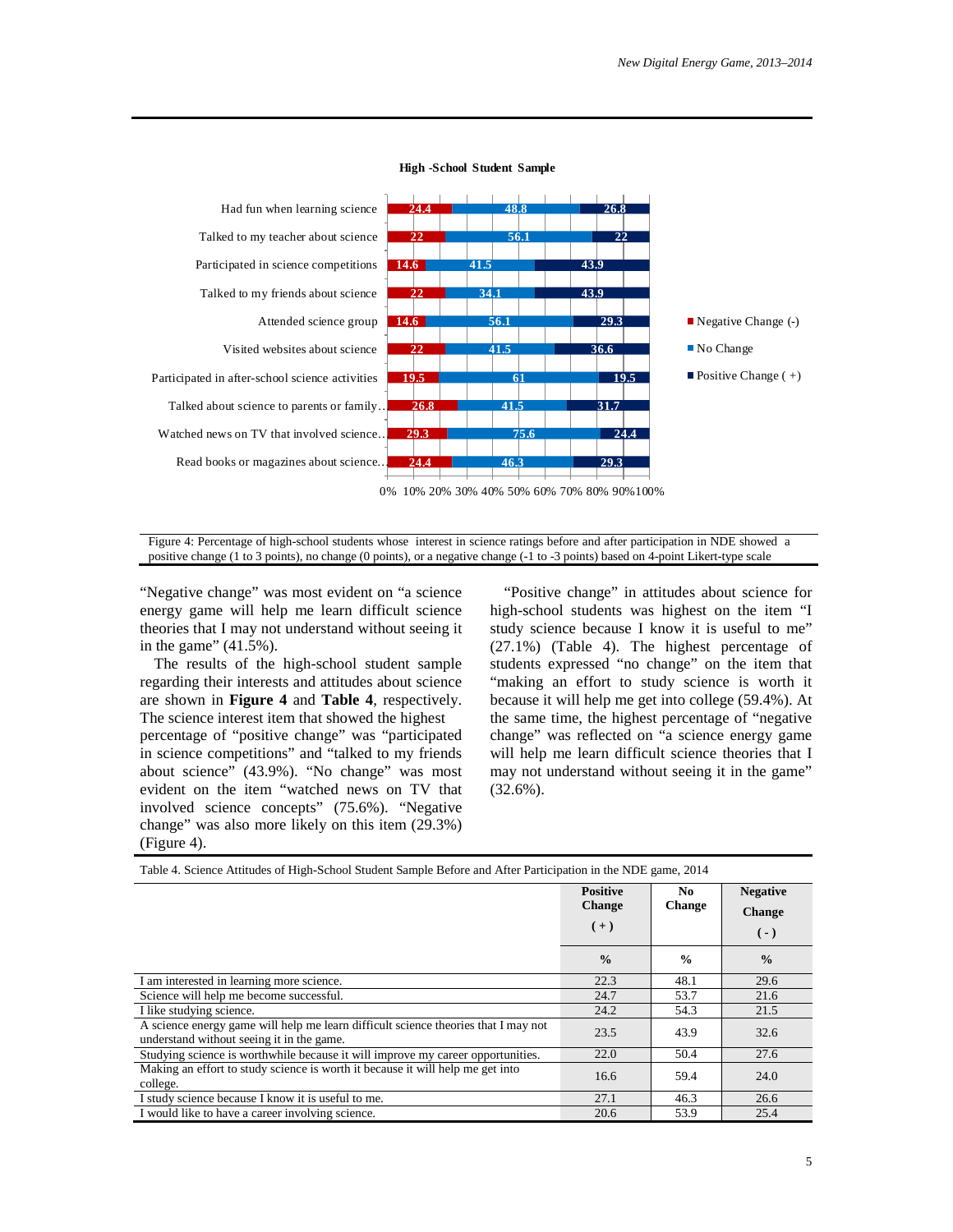**High -School Student Sample**

| Item | Negative Change (-) | No Change | Positive Change ( + ) |
|---|---|---|---|
| Had fun when learning science | 24.4 | 48.8 | 26.8 |
| Talked to my teacher about science | 22 | 56.1 | 22 |
| Participated in science competitions | 14.6 | 41.5 | 43.9 |
| Talked to my friends about science | 22 | 34.1 | 43.9 |
| Attended science group | 14.6 | 56.1 | 29.3 |
| Visited websites about science | 22 | 41.5 | 36.6 |
| Participated in after-school science activities | 19.5 | 61 | 19.5 |
| Talked about science to parents or family.. | 26.8 | 41.5 | 31.7 |
| Watched news on TV that involved science.. | 29.3 | 75.6 | 24.4 |
| Read books or magazines about science.. | 24.4 | 46.3 | 29.3 |

Figure 4: Percentage of high-school students whose interest in science ratings before and after participation in NDE showed a positive change (1 to 3 points), no change (0 points), or a negative change (-1 to -3 points) based on 4-point Likert-type scale

"Negative change" was most evident on "a science energy game will help me learn difficult science theories that I may not understand without seeing it in the game" (41.5%).

The results of the high-school student sample regarding their interests and attitudes about science are shown in **Figure 4** and **Table 4**, respectively. The science interest item that showed the highest percentage of "positive change" was "participated in science competitions" and "talked to my friends about science" (43.9%). "No change" was most evident on the item "watched news on TV that involved science concepts" (75.6%). "Negative change" was also more likely on this item (29.3%) (Figure 4).

"Positive change" in attitudes about science for high-school students was highest on the item "I study science because I know it is useful to me" (27.1%) (Table 4). The highest percentage of students expressed "no change" on the item that "making an effort to study science is worth it because it will help me get into college (59.4%). At the same time, the highest percentage of "negative change" was reflected on "a science energy game will help me learn difficult science theories that I may not understand without seeing it in the game" (32.6%).

Table 4. Science Attitudes of High-School Student Sample Before and After Participation in the NDE game, 2014

| | Positive Change ( + ) | No Change | Negative Change ( - ) |
|---|---|---|---|
| | % | % | % |
| I am interested in learning more science. | 22.3 | 48.1 | 29.6 |
| Science will help me become successful. | 24.7 | 53.7 | 21.6 |
| I like studying science. | 24.2 | 54.3 | 21.5 |
| A science energy game will help me learn difficult science theories that I may not understand without seeing it in the game. | 23.5 | 43.9 | 32.6 |
| Studying science is worthwhile because it will improve my career opportunities. | 22.0 | 50.4 | 27.6 |
| Making an effort to study science is worth it because it will help me get into college. | 16.6 | 59.4 | 24.0 |
| I study science because I know it is useful to me. | 27.1 | 46.3 | 26.6 |
| I would like to have a career involving science. | 20.6 | 53.9 | 25.4 |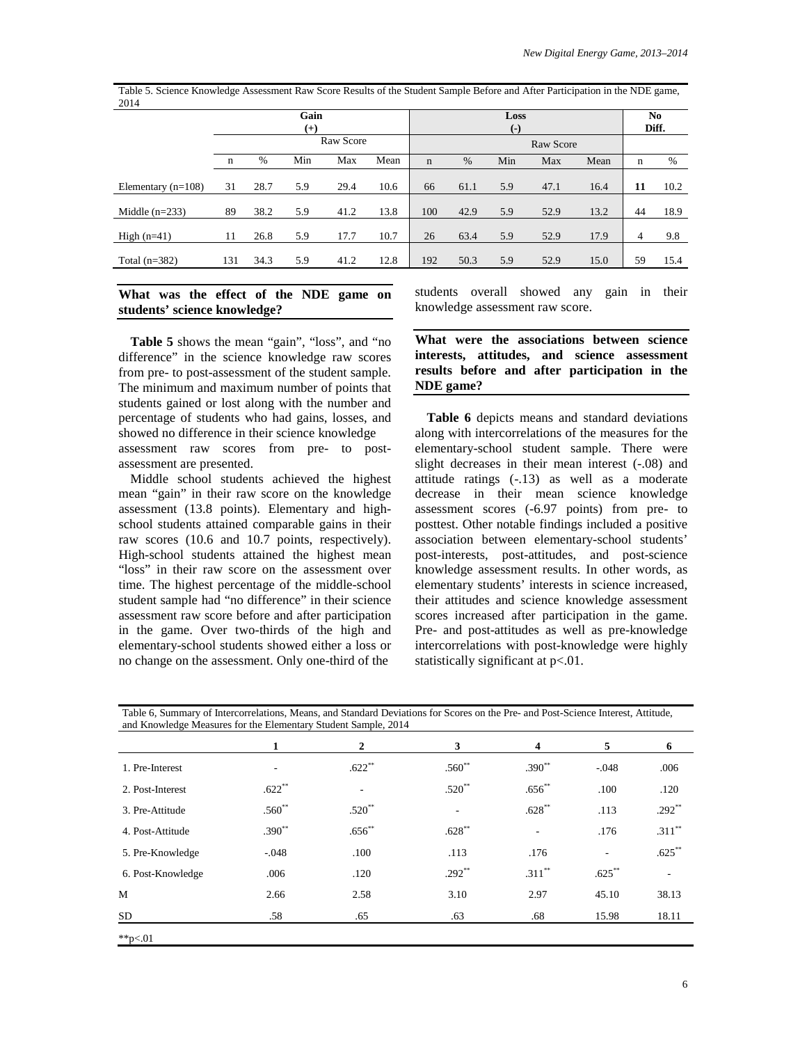Table 5. Science Knowledge Assessment Raw Score Results of the Student Sample Before and After Participation in the NDE game, 2014

| | Gain (+) | | | | | Loss (-) | | | | | No Diff. | |
|---|---|---|---|---|---|---|---|---|---|---|---|---|
| | Raw Score | | | | | Raw Score | | | | | | |
| | n | % | Min | Max | Mean | n | % | Min | Max | Mean | n | % |
| Elementary (n=108) | 31 | 28.7 | 5.9 | 29.4 | 10.6 | 66 | 61.1 | 5.9 | 47.1 | 16.4 | **11** | 10.2 |
| Middle (n=233) | 89 | 38.2 | 5.9 | 41.2 | 13.8 | 100 | 42.9 | 5.9 | 52.9 | 13.2 | 44 | 18.9 |
| High (n=41) | 11 | 26.8 | 5.9 | 17.7 | 10.7 | 26 | 63.4 | 5.9 | 52.9 | 17.9 | 4 | 9.8 |
| Total (n=382) | 131 | 34.3 | 5.9 | 41.2 | 12.8 | 192 | 50.3 | 5.9 | 52.9 | 15.0 | 59 | 15.4 |

### What was the effect of the NDE game on students' science knowledge?

**Table 5** shows the mean "gain", "loss", and "no difference" in the science knowledge raw scores from pre- to post-assessment of the student sample. The minimum and maximum number of points that students gained or lost along with the number and percentage of students who had gains, losses, and showed no difference in their science knowledge assessment raw scores from pre- to post-assessment are presented.

Middle school students achieved the highest mean "gain" in their raw score on the knowledge assessment (13.8 points). Elementary and high-school students attained comparable gains in their raw scores (10.6 and 10.7 points, respectively). High-school students attained the highest mean "loss" in their raw score on the assessment over time. The highest percentage of the middle-school student sample had "no difference" in their science assessment raw score before and after participation in the game. Over two-thirds of the high and elementary-school students showed either a loss or no change on the assessment. Only one-third of the students overall showed any gain in their knowledge assessment raw score.

### What were the associations between science interests, attitudes, and science assessment results before and after participation in the NDE game?

**Table 6** depicts means and standard deviations along with intercorrelations of the measures for the elementary-school student sample. There were slight decreases in their mean interest (-.08) and attitude ratings (-.13) as well as a moderate decrease in their mean science knowledge assessment scores (-6.97 points) from pre- to posttest. Other notable findings included a positive association between elementary-school students' post-interests, post-attitudes, and post-science knowledge assessment results. In other words, as elementary students' interests in science increased, their attitudes and science knowledge assessment scores increased after participation in the game. Pre- and post-attitudes as well as pre-knowledge intercorrelations with post-knowledge were highly statistically significant at $p<.01$.

Table 6, Summary of Intercorrelations, Means, and Standard Deviations for Scores on the Pre- and Post-Science Interest, Attitude, and Knowledge Measures for the Elementary Student Sample, 2014

| | 1 | 2 | 3 | 4 | 5 | 6 |
|---|---|---|---|---|---|---|
| 1. Pre-Interest | - | .622** | .560** | .390** | -.048 | .006 |
| 2. Post-Interest | .622** | - | .520** | .656** | .100 | .120 |
| 3. Pre-Attitude | .560** | .520** | - | .628** | .113 | .292** |
| 4. Post-Attitude | .390** | .656** | .628** | - | .176 | .311** |
| 5. Pre-Knowledge | -.048 | .100 | .113 | .176 | - | .625** |
| 6. Post-Knowledge | .006 | .120 | .292** | .311** | .625** | - |
| M | 2.66 | 2.58 | 3.10 | 2.97 | 45.10 | 38.13 |
| SD | .58 | .65 | .63 | .68 | 15.98 | 18.11 |

**$p<.01$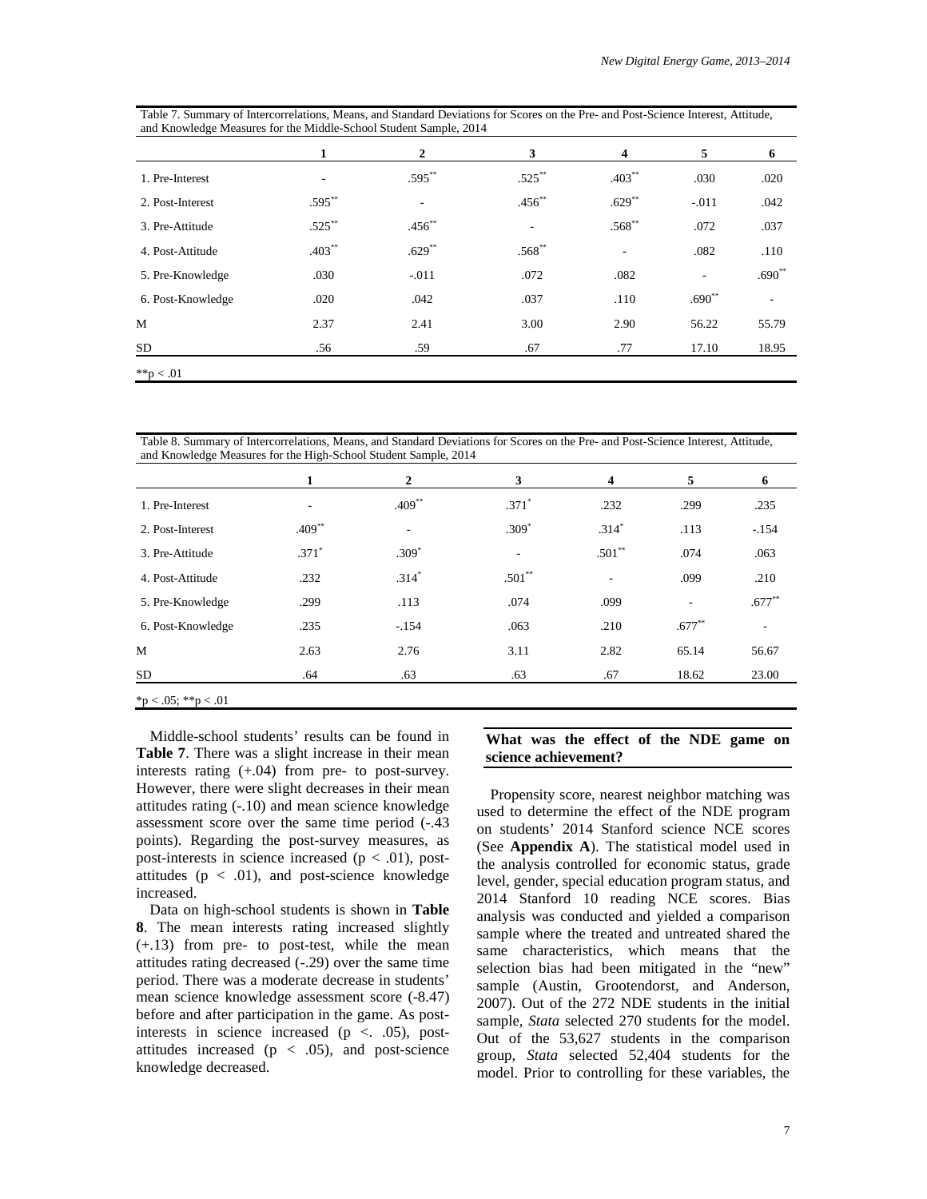Table 7. Summary of Intercorrelations, Means, and Standard Deviations for Scores on the Pre- and Post-Science Interest, Attitude, and Knowledge Measures for the Middle-School Student Sample, 2014

| | 1 | 2 | 3 | 4 | 5 | 6 |
|---|---|---|---|---|---|---|
| 1. Pre-Interest | - | .595** | .525** | .403** | .030 | .020 |
| 2. Post-Interest | .595** | - | .456** | .629** | -.011 | .042 |
| 3. Pre-Attitude | .525** | .456** | - | .568** | .072 | .037 |
| 4. Post-Attitude | .403** | .629** | .568** | - | .082 | .110 |
| 5. Pre-Knowledge | .030 | -.011 | .072 | .082 | - | .690** |
| 6. Post-Knowledge | .020 | .042 | .037 | .110 | .690** | - |
| M | 2.37 | 2.41 | 3.00 | 2.90 | 56.22 | 55.79 |
| SD | .56 | .59 | .67 | .77 | 17.10 | 18.95 |

**p < .01

Table 8. Summary of Intercorrelations, Means, and Standard Deviations for Scores on the Pre- and Post-Science Interest, Attitude, and Knowledge Measures for the High-School Student Sample, 2014

| | 1 | 2 | 3 | 4 | 5 | 6 |
|---|---|---|---|---|---|---|
| 1. Pre-Interest | - | .409** | .371* | .232 | .299 | .235 |
| 2. Post-Interest | .409** | - | .309* | .314* | .113 | -.154 |
| 3. Pre-Attitude | .371* | .309* | - | .501** | .074 | .063 |
| 4. Post-Attitude | .232 | .314* | .501** | - | .099 | .210 |
| 5. Pre-Knowledge | .299 | .113 | .074 | .099 | - | .677** |
| 6. Post-Knowledge | .235 | -.154 | .063 | .210 | .677** | - |
| M | 2.63 | 2.76 | 3.11 | 2.82 | 65.14 | 56.67 |
| SD | .64 | .63 | .63 | .67 | 18.62 | 23.00 |

*p < .05; **p < .01

Middle-school students' results can be found in **Table 7**. There was a slight increase in their mean interests rating (+.04) from pre- to post-survey. However, there were slight decreases in their mean attitudes rating (-.10) and mean science knowledge assessment score over the same time period (-.43 points). Regarding the post-survey measures, as post-interests in science increased ($p < .01$), post-attitudes ($p < .01$), and post-science knowledge increased.

Data on high-school students is shown in **Table 8**. The mean interests rating increased slightly (+.13) from pre- to post-test, while the mean attitudes rating decreased (-.29) over the same time period. There was a moderate decrease in students' mean science knowledge assessment score (-8.47) before and after participation in the game. As post-interests in science increased ($p <. .05$), post-attitudes increased ($p < .05$), and post-science knowledge decreased.

## What was the effect of the NDE game on science achievement?

Propensity score, nearest neighbor matching was used to determine the effect of the NDE program on students' 2014 Stanford science NCE scores (See **Appendix A**). The statistical model used in the analysis controlled for economic status, grade level, gender, special education program status, and 2014 Stanford 10 reading NCE scores. Bias analysis was conducted and yielded a comparison sample where the treated and untreated shared the same characteristics, which means that the selection bias had been mitigated in the "new" sample (Austin, Grootendorst, and Anderson, 2007). Out of the 272 NDE students in the initial sample, *Stata* selected 270 students for the model. Out of the 53,627 students in the comparison group, *Stata* selected 52,404 students for the model. Prior to controlling for these variables, the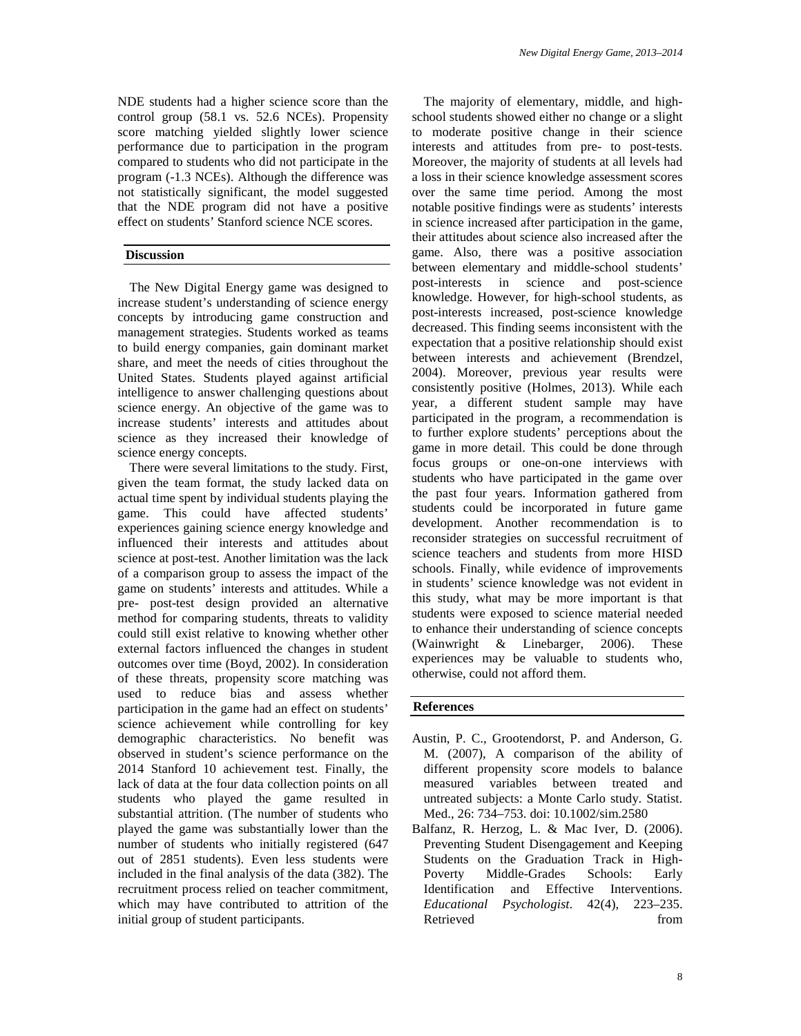NDE students had a higher science score than the control group (58.1 vs. 52.6 NCEs). Propensity score matching yielded slightly lower science performance due to participation in the program compared to students who did not participate in the program (-1.3 NCEs). Although the difference was not statistically significant, the model suggested that the NDE program did not have a positive effect on students' Stanford science NCE scores.

## Discussion

The New Digital Energy game was designed to increase student's understanding of science energy concepts by introducing game construction and management strategies. Students worked as teams to build energy companies, gain dominant market share, and meet the needs of cities throughout the United States. Students played against artificial intelligence to answer challenging questions about science energy. An objective of the game was to increase students' interests and attitudes about science as they increased their knowledge of science energy concepts.

There were several limitations to the study. First, given the team format, the study lacked data on actual time spent by individual students playing the game. This could have affected students' experiences gaining science energy knowledge and influenced their interests and attitudes about science at post-test. Another limitation was the lack of a comparison group to assess the impact of the game on students' interests and attitudes. While a pre- post-test design provided an alternative method for comparing students, threats to validity could still exist relative to knowing whether other external factors influenced the changes in student outcomes over time (Boyd, 2002). In consideration of these threats, propensity score matching was used to reduce bias and assess whether participation in the game had an effect on students' science achievement while controlling for key demographic characteristics. No benefit was observed in student's science performance on the 2014 Stanford 10 achievement test. Finally, the lack of data at the four data collection points on all students who played the game resulted in substantial attrition. (The number of students who played the game was substantially lower than the number of students who initially registered (647 out of 2851 students). Even less students were included in the final analysis of the data (382). The recruitment process relied on teacher commitment, which may have contributed to attrition of the initial group of student participants.

The majority of elementary, middle, and high-school students showed either no change or a slight to moderate positive change in their science interests and attitudes from pre- to post-tests. Moreover, the majority of students at all levels had a loss in their science knowledge assessment scores over the same time period. Among the most notable positive findings were as students' interests in science increased after participation in the game, their attitudes about science also increased after the game. Also, there was a positive association between elementary and middle-school students' post-interests in science and post-science knowledge. However, for high-school students, as post-interests increased, post-science knowledge decreased. This finding seems inconsistent with the expectation that a positive relationship should exist between interests and achievement (Brendzel, 2004). Moreover, previous year results were consistently positive (Holmes, 2013). While each year, a different student sample may have participated in the program, a recommendation is to further explore students' perceptions about the game in more detail. This could be done through focus groups or one-on-one interviews with students who have participated in the game over the past four years. Information gathered from students could be incorporated in future game development. Another recommendation is to reconsider strategies on successful recruitment of science teachers and students from more HISD schools. Finally, while evidence of improvements in students' science knowledge was not evident in this study, what may be more important is that students were exposed to science material needed to enhance their understanding of science concepts (Wainwright & Linebarger, 2006). These experiences may be valuable to students who, otherwise, could not afford them.

## References

Austin, P. C., Grootendorst, P. and Anderson, G. M. (2007), A comparison of the ability of different propensity score models to balance measured variables between treated and untreated subjects: a Monte Carlo study. Statist. Med., 26: 734–753. doi: 10.1002/sim.2580

Balfanz, R. Herzog, L. & Mac Iver, D. (2006). Preventing Student Disengagement and Keeping Students on the Graduation Track in High-Poverty Middle-Grades Schools: Early Identification and Effective Interventions. *Educational Psychologist*. 42(4), 223–235. Retrieved from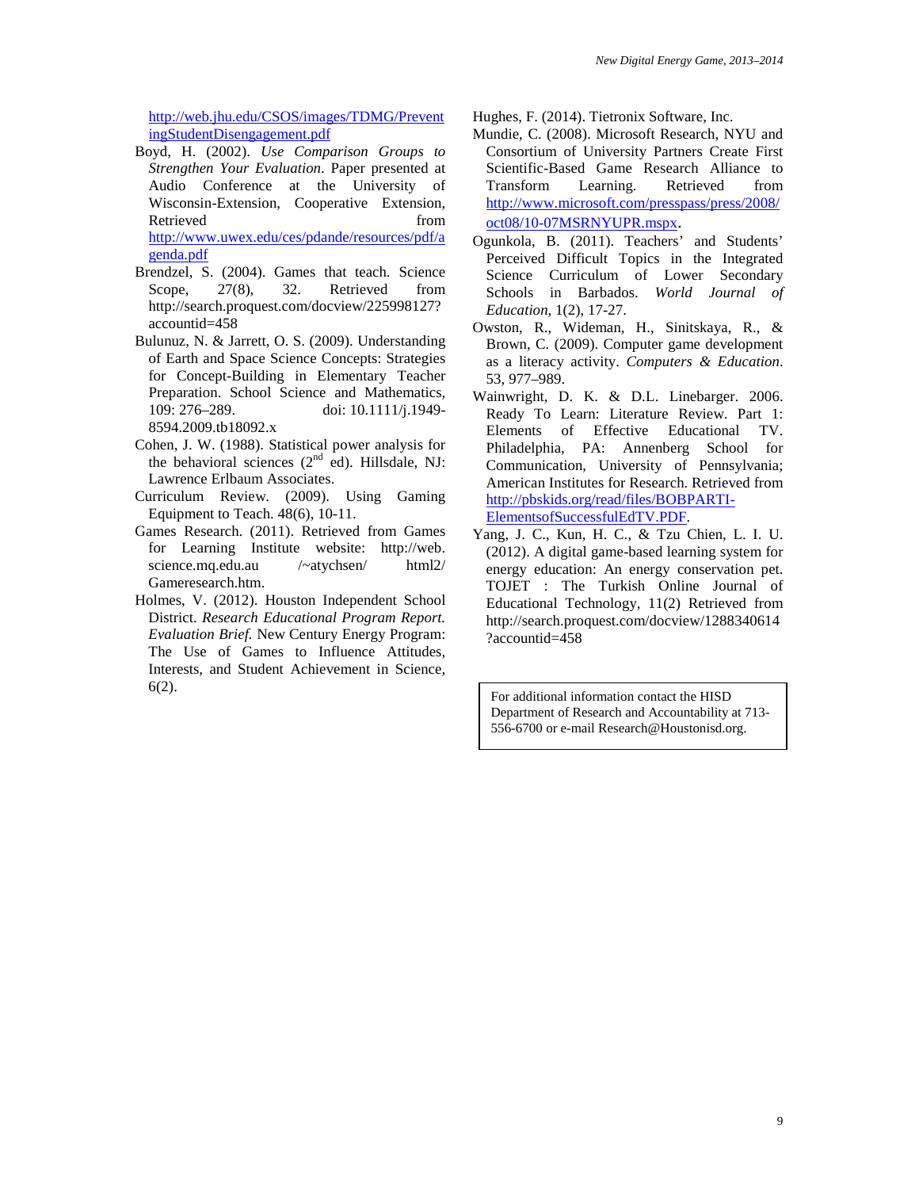http://web.jhu.edu/CSOS/images/TDMG/PreventingStudentDisengagement.pdf

Boyd, H. (2002). *Use Comparison Groups to Strengthen Your Evaluation*. Paper presented at Audio Conference at the University of Wisconsin-Extension, Cooperative Extension, Retrieved from http://www.uwex.edu/ces/pdande/resources/pdf/agenda.pdf

Brendzel, S. (2004). Games that teach. Science Scope, 27(8), 32. Retrieved from http://search.proquest.com/docview/225998127?accountid=458

Bulunuz, N. & Jarrett, O. S. (2009). Understanding of Earth and Space Science Concepts: Strategies for Concept-Building in Elementary Teacher Preparation. School Science and Mathematics, 109: 276–289. doi: 10.1111/j.1949-8594.2009.tb18092.x

Cohen, J. W. (1988). Statistical power analysis for the behavioral sciences (2nd ed). Hillsdale, NJ: Lawrence Erlbaum Associates.

Curriculum Review. (2009). Using Gaming Equipment to Teach. 48(6), 10-11.

Games Research. (2011). Retrieved from Games for Learning Institute website: http://web.science.mq.edu.au /~atychsen/ html2/ Gameresearch.htm.

Holmes, V. (2012). Houston Independent School District. *Research Educational Program Report. Evaluation Brief.* New Century Energy Program: The Use of Games to Influence Attitudes, Interests, and Student Achievement in Science, 6(2).

Hughes, F. (2014). Tietronix Software, Inc.

Mundie, C. (2008). Microsoft Research, NYU and Consortium of University Partners Create First Scientific-Based Game Research Alliance to Transform Learning. Retrieved from http://www.microsoft.com/presspass/press/2008/oct08/10-07MSRNYUPR.mspx.

Ogunkola, B. (2011). Teachers' and Students' Perceived Difficult Topics in the Integrated Science Curriculum of Lower Secondary Schools in Barbados. *World Journal of Education*, 1(2), 17-27.

Owston, R., Wideman, H., Sinitskaya, R., & Brown, C. (2009). Computer game development as a literacy activity. *Computers & Education*. 53, 977–989.

Wainwright, D. K. & D.L. Linebarger. 2006. Ready To Learn: Literature Review. Part 1: Elements of Effective Educational TV. Philadelphia, PA: Annenberg School for Communication, University of Pennsylvania; American Institutes for Research. Retrieved from http://pbskids.org/read/files/BOBPARTI-ElementsofSuccessfulEdTV.PDF.

Yang, J. C., Kun, H. C., & Tzu Chien, L. I. U. (2012). A digital game-based learning system for energy education: An energy conservation pet. TOJET : The Turkish Online Journal of Educational Technology, 11(2) Retrieved from http://search.proquest.com/docview/1288340614?accountid=458

For additional information contact the HISD Department of Research and Accountability at 713-556-6700 or e-mail Research@Houstonisd.org.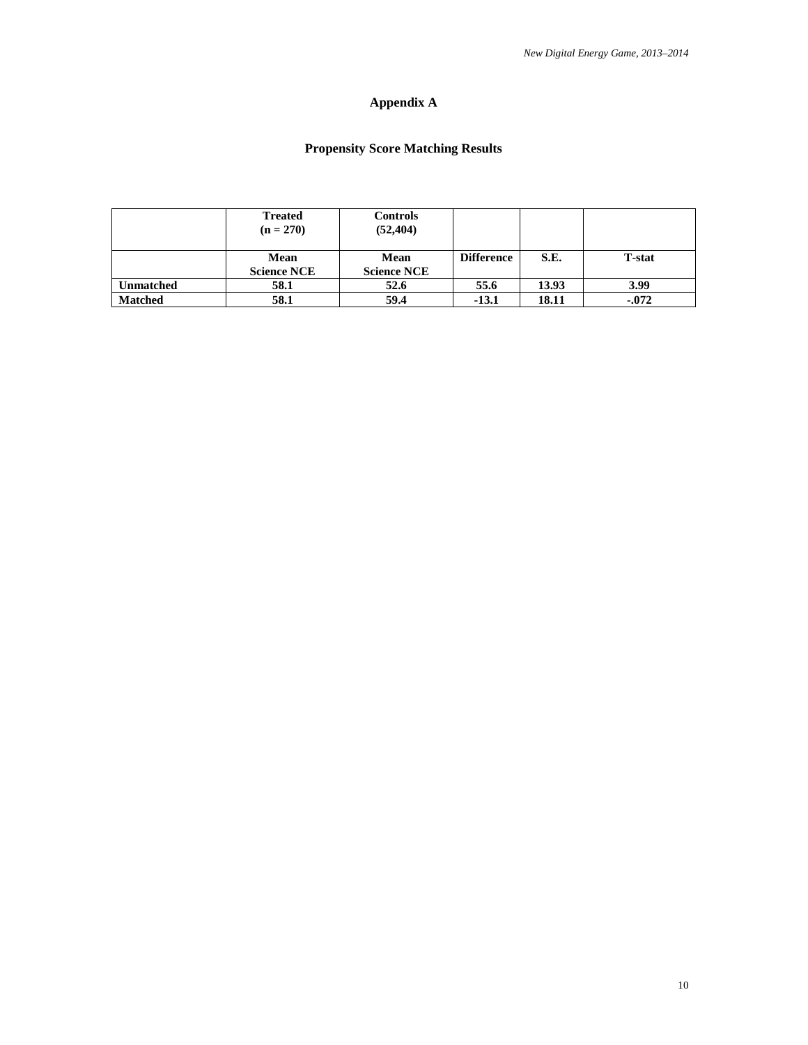# Appendix A

## Propensity Score Matching Results

| | Treated (n = 270) | Controls (52,404) | | | |
|---|---|---|---|---|---|
| | Mean Science NCE | Mean Science NCE | Difference | S.E. | T-stat |
| **Unmatched** | **58.1** | **52.6** | **55.6** | **13.93** | **3.99** |
| **Matched** | **58.1** | **59.4** | **-13.1** | **18.11** | **-.072** |